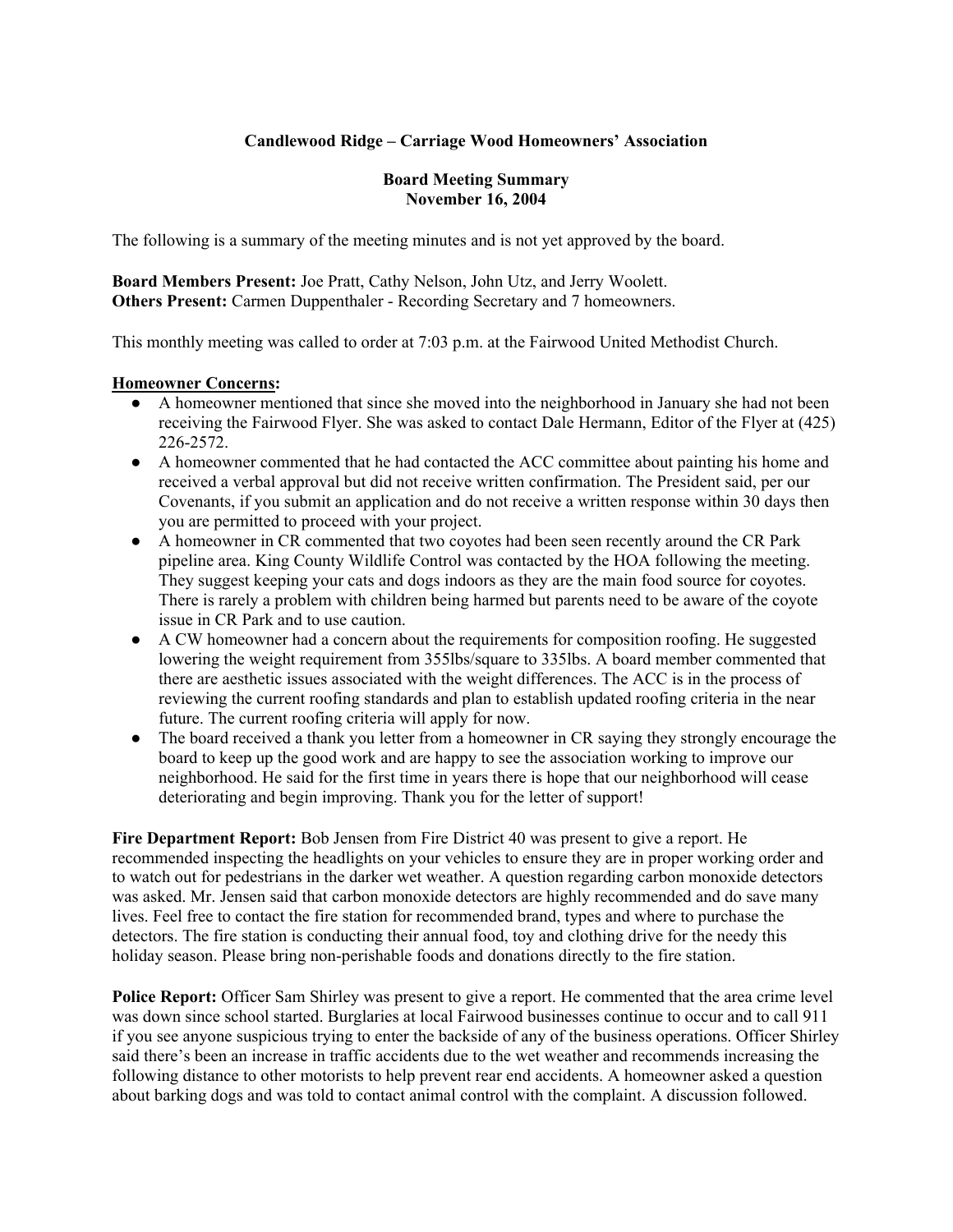**Candlewood Ridge – Carriage Wood Homeowners' Association**

**Board Meeting Summary**
**November 16, 2004**

The following is a summary of the meeting minutes and is not yet approved by the board.

**Board Members Present:** Joe Pratt, Cathy Nelson, John Utz, and Jerry Woolett.
**Others Present:** Carmen Duppenthaler - Recording Secretary and 7 homeowners.

This monthly meeting was called to order at 7:03 p.m. at the Fairwood United Methodist Church.

**Homeowner Concerns:**

- A homeowner mentioned that since she moved into the neighborhood in January she had not been receiving the Fairwood Flyer. She was asked to contact Dale Hermann, Editor of the Flyer at (425) 226-2572.
- A homeowner commented that he had contacted the ACC committee about painting his home and received a verbal approval but did not receive written confirmation. The President said, per our Covenants, if you submit an application and do not receive a written response within 30 days then you are permitted to proceed with your project.
- A homeowner in CR commented that two coyotes had been seen recently around the CR Park pipeline area. King County Wildlife Control was contacted by the HOA following the meeting. They suggest keeping your cats and dogs indoors as they are the main food source for coyotes. There is rarely a problem with children being harmed but parents need to be aware of the coyote issue in CR Park and to use caution.
- A CW homeowner had a concern about the requirements for composition roofing. He suggested lowering the weight requirement from 355lbs/square to 335lbs. A board member commented that there are aesthetic issues associated with the weight differences. The ACC is in the process of reviewing the current roofing standards and plan to establish updated roofing criteria in the near future. The current roofing criteria will apply for now.
- The board received a thank you letter from a homeowner in CR saying they strongly encourage the board to keep up the good work and are happy to see the association working to improve our neighborhood. He said for the first time in years there is hope that our neighborhood will cease deteriorating and begin improving. Thank you for the letter of support!

**Fire Department Report:** Bob Jensen from Fire District 40 was present to give a report. He recommended inspecting the headlights on your vehicles to ensure they are in proper working order and to watch out for pedestrians in the darker wet weather. A question regarding carbon monoxide detectors was asked. Mr. Jensen said that carbon monoxide detectors are highly recommended and do save many lives. Feel free to contact the fire station for recommended brand, types and where to purchase the detectors. The fire station is conducting their annual food, toy and clothing drive for the needy this holiday season. Please bring non-perishable foods and donations directly to the fire station.

**Police Report:** Officer Sam Shirley was present to give a report. He commented that the area crime level was down since school started. Burglaries at local Fairwood businesses continue to occur and to call 911 if you see anyone suspicious trying to enter the backside of any of the business operations. Officer Shirley said there's been an increase in traffic accidents due to the wet weather and recommends increasing the following distance to other motorists to help prevent rear end accidents. A homeowner asked a question about barking dogs and was told to contact animal control with the complaint. A discussion followed.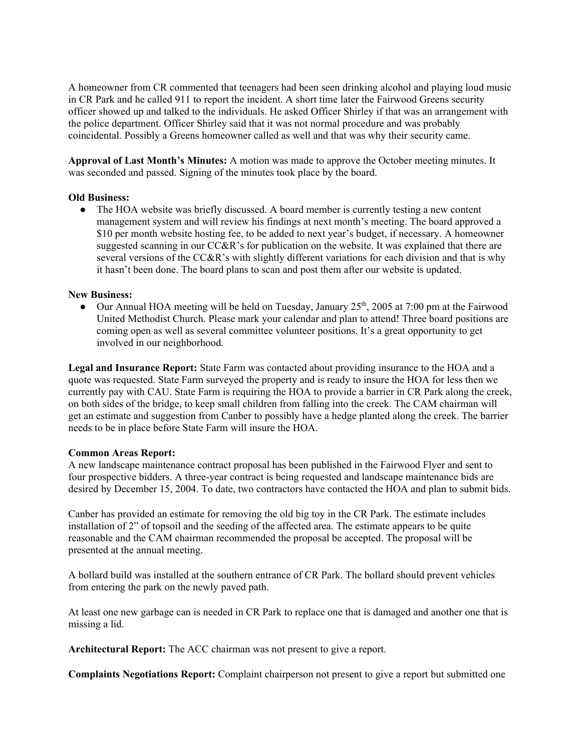A homeowner from CR commented that teenagers had been seen drinking alcohol and playing loud music in CR Park and he called 911 to report the incident. A short time later the Fairwood Greens security officer showed up and talked to the individuals. He asked Officer Shirley if that was an arrangement with the police department. Officer Shirley said that it was not normal procedure and was probably coincidental. Possibly a Greens homeowner called as well and that was why their security came.

**Approval of Last Month's Minutes:** A motion was made to approve the October meeting minutes. It was seconded and passed. Signing of the minutes took place by the board.

**Old Business:**

- The HOA website was briefly discussed. A board member is currently testing a new content management system and will review his findings at next month's meeting. The board approved a $10 per month website hosting fee, to be added to next year's budget, if necessary. A homeowner suggested scanning in our CC&R's for publication on the website. It was explained that there are several versions of the CC&R's with slightly different variations for each division and that is why it hasn't been done. The board plans to scan and post them after our website is updated.

**New Business:**

- Our Annual HOA meeting will be held on Tuesday, January 25th, 2005 at 7:00 pm at the Fairwood United Methodist Church. Please mark your calendar and plan to attend! Three board positions are coming open as well as several committee volunteer positions. It's a great opportunity to get involved in our neighborhood.

**Legal and Insurance Report:** State Farm was contacted about providing insurance to the HOA and a quote was requested. State Farm surveyed the property and is ready to insure the HOA for less then we currently pay with CAU. State Farm is requiring the HOA to provide a barrier in CR Park along the creek, on both sides of the bridge, to keep small children from falling into the creek. The CAM chairman will get an estimate and suggestion from Canber to possibly have a hedge planted along the creek. The barrier needs to be in place before State Farm will insure the HOA.

**Common Areas Report:**

A new landscape maintenance contract proposal has been published in the Fairwood Flyer and sent to four prospective bidders. A three-year contract is being requested and landscape maintenance bids are desired by December 15, 2004. To date, two contractors have contacted the HOA and plan to submit bids.

Canber has provided an estimate for removing the old big toy in the CR Park. The estimate includes installation of 2" of topsoil and the seeding of the affected area. The estimate appears to be quite reasonable and the CAM chairman recommended the proposal be accepted. The proposal will be presented at the annual meeting.

A bollard build was installed at the southern entrance of CR Park. The bollard should prevent vehicles from entering the park on the newly paved path.

At least one new garbage can is needed in CR Park to replace one that is damaged and another one that is missing a lid.

**Architectural Report:** The ACC chairman was not present to give a report.

**Complaints Negotiations Report:** Complaint chairperson not present to give a report but submitted one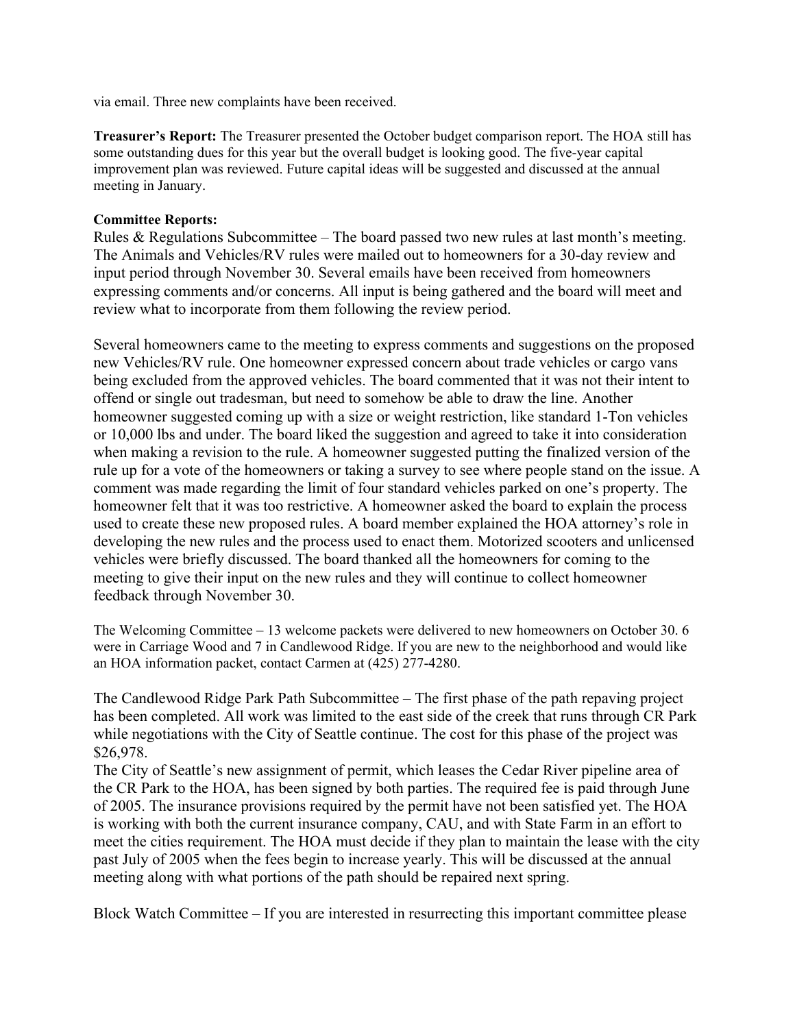via email. Three new complaints have been received.

**Treasurer's Report:** The Treasurer presented the October budget comparison report. The HOA still has some outstanding dues for this year but the overall budget is looking good. The five-year capital improvement plan was reviewed. Future capital ideas will be suggested and discussed at the annual meeting in January.

**Committee Reports:**

Rules & Regulations Subcommittee – The board passed two new rules at last month's meeting. The Animals and Vehicles/RV rules were mailed out to homeowners for a 30-day review and input period through November 30. Several emails have been received from homeowners expressing comments and/or concerns. All input is being gathered and the board will meet and review what to incorporate from them following the review period.

Several homeowners came to the meeting to express comments and suggestions on the proposed new Vehicles/RV rule. One homeowner expressed concern about trade vehicles or cargo vans being excluded from the approved vehicles. The board commented that it was not their intent to offend or single out tradesman, but need to somehow be able to draw the line. Another homeowner suggested coming up with a size or weight restriction, like standard 1-Ton vehicles or 10,000 lbs and under. The board liked the suggestion and agreed to take it into consideration when making a revision to the rule. A homeowner suggested putting the finalized version of the rule up for a vote of the homeowners or taking a survey to see where people stand on the issue. A comment was made regarding the limit of four standard vehicles parked on one's property. The homeowner felt that it was too restrictive. A homeowner asked the board to explain the process used to create these new proposed rules. A board member explained the HOA attorney's role in developing the new rules and the process used to enact them. Motorized scooters and unlicensed vehicles were briefly discussed. The board thanked all the homeowners for coming to the meeting to give their input on the new rules and they will continue to collect homeowner feedback through November 30.

The Welcoming Committee – 13 welcome packets were delivered to new homeowners on October 30. 6 were in Carriage Wood and 7 in Candlewood Ridge. If you are new to the neighborhood and would like an HOA information packet, contact Carmen at (425) 277-4280.

The Candlewood Ridge Park Path Subcommittee – The first phase of the path repaving project has been completed. All work was limited to the east side of the creek that runs through CR Park while negotiations with the City of Seattle continue. The cost for this phase of the project was $26,978.

The City of Seattle's new assignment of permit, which leases the Cedar River pipeline area of the CR Park to the HOA, has been signed by both parties. The required fee is paid through June of 2005. The insurance provisions required by the permit have not been satisfied yet. The HOA is working with both the current insurance company, CAU, and with State Farm in an effort to meet the cities requirement. The HOA must decide if they plan to maintain the lease with the city past July of 2005 when the fees begin to increase yearly. This will be discussed at the annual meeting along with what portions of the path should be repaired next spring.

Block Watch Committee – If you are interested in resurrecting this important committee please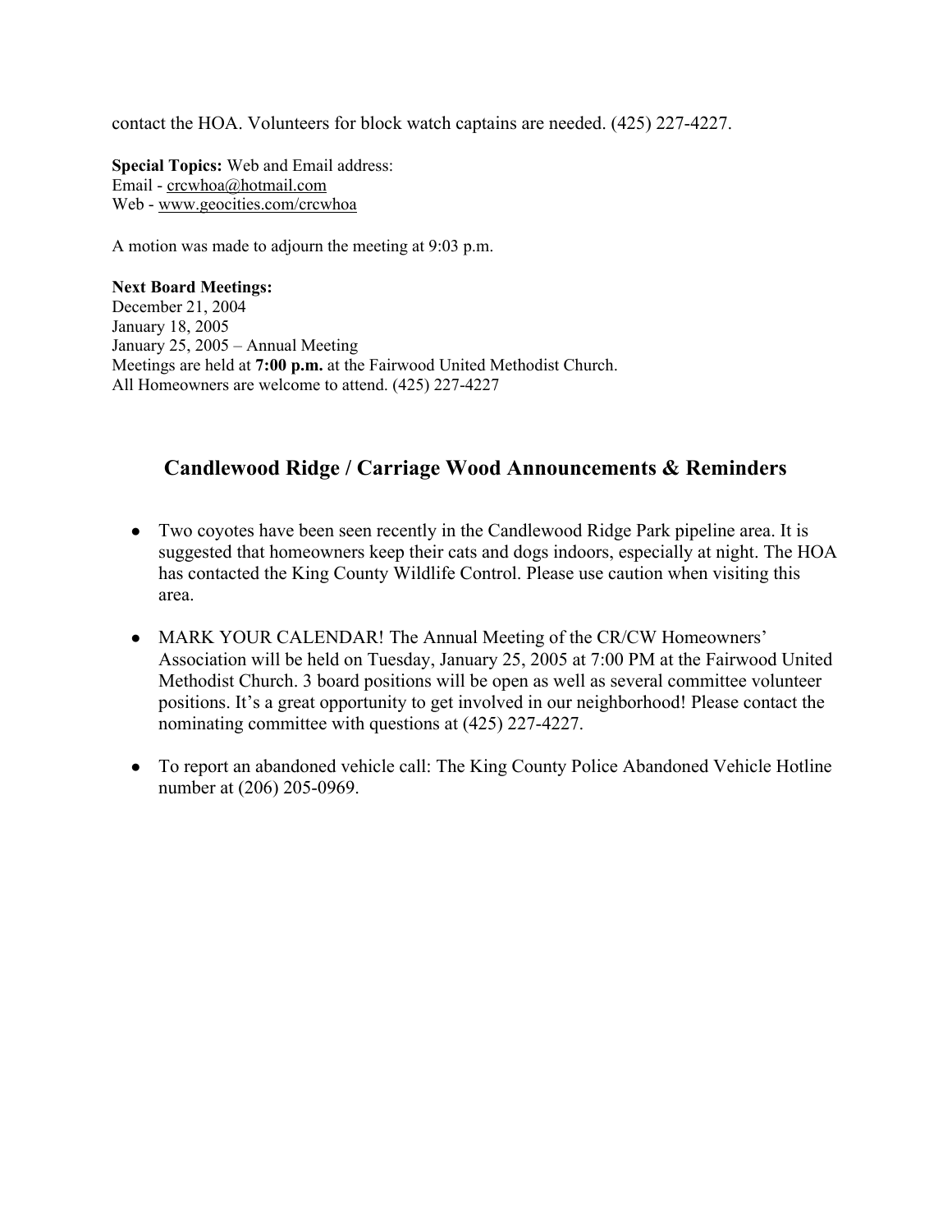contact the HOA. Volunteers for block watch captains are needed. (425) 227-4227.

**Special Topics:** Web and Email address:
Email - crcwhoa@hotmail.com
Web - www.geocities.com/crcwhoa

A motion was made to adjourn the meeting at 9:03 p.m.

**Next Board Meetings:**
December 21, 2004
January 18, 2005
January 25, 2005 – Annual Meeting
Meetings are held at **7:00 p.m.** at the Fairwood United Methodist Church.
All Homeowners are welcome to attend. (425) 227-4227

## Candlewood Ridge / Carriage Wood Announcements & Reminders

- Two coyotes have been seen recently in the Candlewood Ridge Park pipeline area. It is suggested that homeowners keep their cats and dogs indoors, especially at night. The HOA has contacted the King County Wildlife Control. Please use caution when visiting this area.
- MARK YOUR CALENDAR! The Annual Meeting of the CR/CW Homeowners' Association will be held on Tuesday, January 25, 2005 at 7:00 PM at the Fairwood United Methodist Church. 3 board positions will be open as well as several committee volunteer positions. It's a great opportunity to get involved in our neighborhood! Please contact the nominating committee with questions at (425) 227-4227.
- To report an abandoned vehicle call: The King County Police Abandoned Vehicle Hotline number at (206) 205-0969.